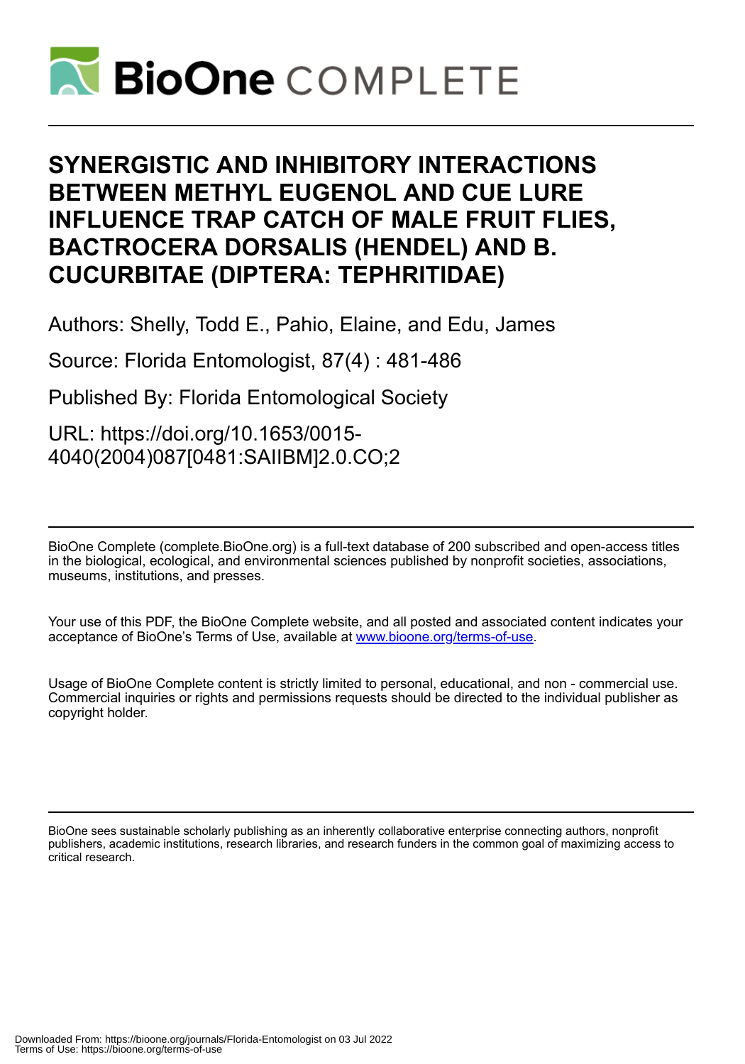# SYNERGISTIC AND INHIBITORY INTERACTIONS BETWEEN METHYL EUGENOL AND CUE LURE INFLUENCE TRAP CATCH OF MALE FRUIT FLIES, BACTROCERA DORSALIS (HENDEL) AND B. CUCURBITAE (DIPTERA: TEPHRITIDAE)

Authors: Shelly, Todd E., Pahio, Elaine, and Edu, James

Source: Florida Entomologist, 87(4) : 481-486

Published By: Florida Entomological Society

URL: https://doi.org/10.1653/0015-4040(2004)087[0481:SAIIBM]2.0.CO;2

BioOne Complete (complete.BioOne.org) is a full-text database of 200 subscribed and open-access titles in the biological, ecological, and environmental sciences published by nonprofit societies, associations, museums, institutions, and presses.

Your use of this PDF, the BioOne Complete website, and all posted and associated content indicates your acceptance of BioOne's Terms of Use, available at www.bioone.org/terms-of-use.

Usage of BioOne Complete content is strictly limited to personal, educational, and non - commercial use. Commercial inquiries or rights and permissions requests should be directed to the individual publisher as copyright holder.

BioOne sees sustainable scholarly publishing as an inherently collaborative enterprise connecting authors, nonprofit publishers, academic institutions, research libraries, and research funders in the common goal of maximizing access to critical research.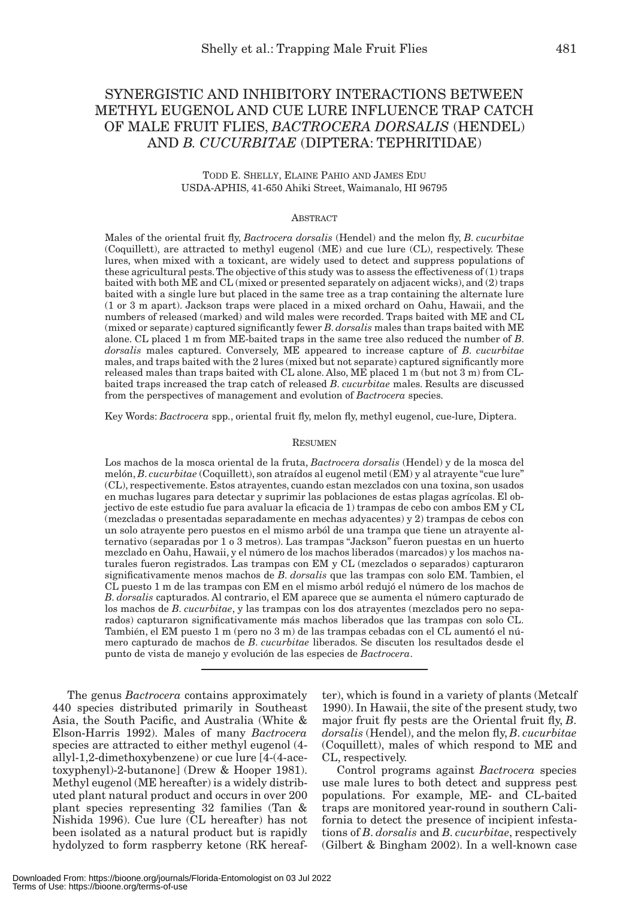# SYNERGISTIC AND INHIBITORY INTERACTIONS BETWEEN METHYL EUGENOL AND CUE LURE INFLUENCE TRAP CATCH OF MALE FRUIT FLIES, *BACTROCERA DORSALIS* (HENDEL) AND *B. CUCURBITAE* (DIPTERA: TEPHRITIDAE)

TODD E. SHELLY, ELAINE PAHIO AND JAMES EDU
USDA-APHIS, 41-650 Ahiki Street, Waimanalo, HI 96795

## ABSTRACT

Males of the oriental fruit fly, *Bactrocera dorsalis* (Hendel) and the melon fly, *B. cucurbitae* (Coquillett), are attracted to methyl eugenol (ME) and cue lure (CL), respectively. These lures, when mixed with a toxicant, are widely used to detect and suppress populations of these agricultural pests. The objective of this study was to assess the effectiveness of (1) traps baited with both ME and CL (mixed or presented separately on adjacent wicks), and (2) traps baited with a single lure but placed in the same tree as a trap containing the alternate lure (1 or 3 m apart). Jackson traps were placed in a mixed orchard on Oahu, Hawaii, and the numbers of released (marked) and wild males were recorded. Traps baited with ME and CL (mixed or separate) captured significantly fewer *B. dorsalis* males than traps baited with ME alone. CL placed 1 m from ME-baited traps in the same tree also reduced the number of *B. dorsalis* males captured. Conversely, ME appeared to increase capture of *B. cucurbitae* males, and traps baited with the 2 lures (mixed but not separate) captured significantly more released males than traps baited with CL alone. Also, ME placed 1 m (but not 3 m) from CL-baited traps increased the trap catch of released *B. cucurbitae* males. Results are discussed from the perspectives of management and evolution of *Bactrocera* species.

Key Words: *Bactrocera* spp., oriental fruit fly, melon fly, methyl eugenol, cue-lure, Diptera.

## RESUMEN

Los machos de la mosca oriental de la fruta, *Bactrocera dorsalis* (Hendel) y de la mosca del melón, *B. cucurbitae* (Coquillett), son atraídos al eugenol metil (EM) y al atrayente "cue lure" (CL), respectivemente. Estos atrayentes, cuando estan mezclados con una toxina, son usados en muchas lugares para detectar y suprimir las poblaciones de estas plagas agrícolas. El objectivo de este estudio fue para avaluar la eficacia de 1) trampas de cebo con ambos EM y CL (mezcladas o presentadas separadamente en mechas adyacentes) y 2) trampas de cebos con un solo atrayente pero puestos en el mismo arból de una trampa que tiene un atrayente alternativo (separadas por 1 o 3 metros). Las trampas "Jackson" fueron puestas en un huerto mezclado en Oahu, Hawaii, y el número de los machos liberados (marcados) y los machos naturales fueron registrados. Las trampas con EM y CL (mezclados o separados) capturaron significativamente menos machos de *B. dorsalis* que las trampas con solo EM. Tambien, el CL puesto 1 m de las trampas con EM en el mismo arból redujó el número de los machos de *B. dorsalis* capturados. Al contrario, el EM aparece que se aumenta el número capturado de los machos de *B. cucurbitae*, y las trampas con los dos atrayentes (mezclados pero no separados) capturaron significativamente más machos liberados que las trampas con solo CL. También, el EM puesto 1 m (pero no 3 m) de las trampas cebadas con el CL aumentó el número capturado de machos de *B. cucurbitae* liberados. Se discuten los resultados desde el punto de vista de manejo y evolución de las especies de *Bactrocera*.

---

The genus *Bactrocera* contains approximately 440 species distributed primarily in Southeast Asia, the South Pacific, and Australia (White & Elson-Harris 1992). Males of many *Bactrocera* species are attracted to either methyl eugenol (4-allyl-1,2-dimethoxybenzene) or cue lure [4-(4-acetoxyphenyl)-2-butanone] (Drew & Hooper 1981). Methyl eugenol (ME hereafter) is a widely distributed plant natural product and occurs in over 200 plant species representing 32 families (Tan & Nishida 1996). Cue lure (CL hereafter) has not been isolated as a natural product but is rapidly hydrolyzed to form raspberry ketone (RK hereafter), which is found in a variety of plants (Metcalf 1990). In Hawaii, the site of the present study, two major fruit fly pests are the Oriental fruit fly, *B. dorsalis* (Hendel), and the melon fly, *B. cucurbitae* (Coquillett), males of which respond to ME and CL, respectively.

Control programs against *Bactrocera* species use male lures to both detect and suppress pest populations. For example, ME- and CL-baited traps are monitored year-round in southern California to detect the presence of incipient infestations of *B. dorsalis* and *B. cucurbitae*, respectively (Gilbert & Bingham 2002). In a well-known case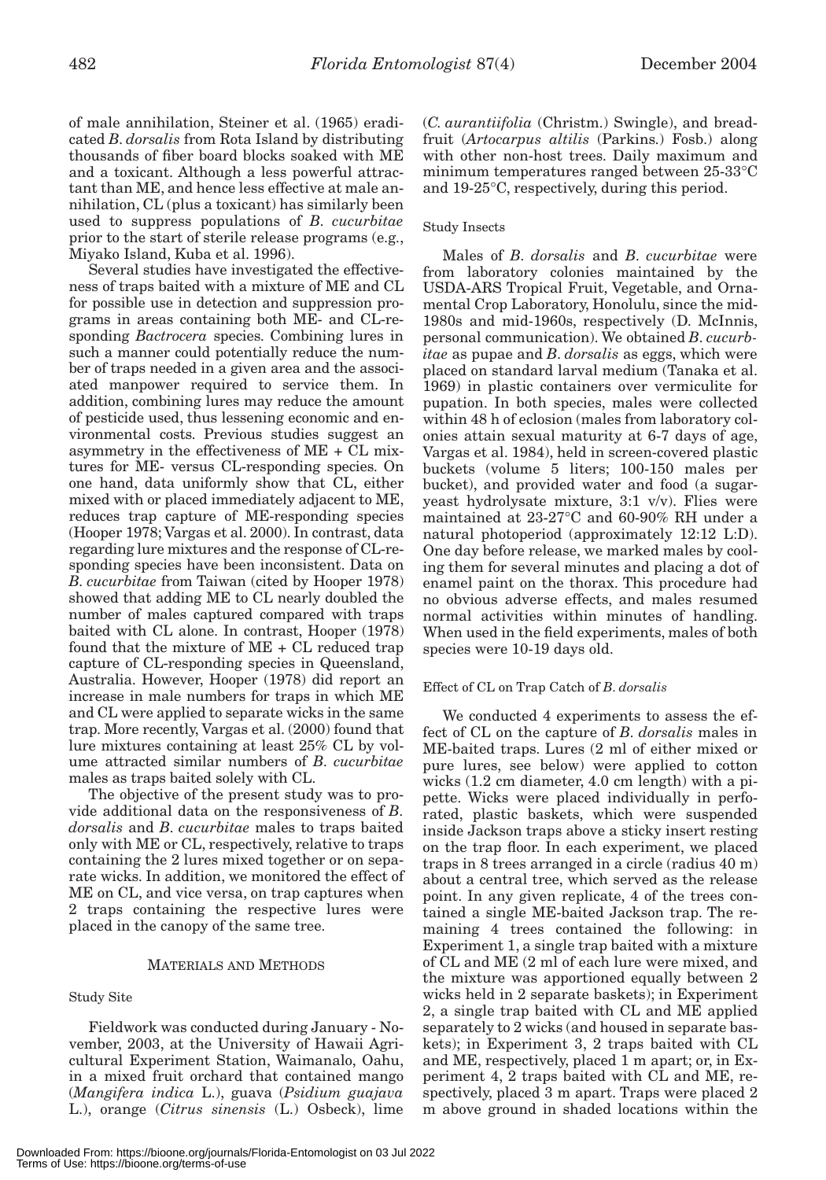of male annihilation, Steiner et al. (1965) eradicated *B. dorsalis* from Rota Island by distributing thousands of fiber board blocks soaked with ME and a toxicant. Although a less powerful attractant than ME, and hence less effective at male annihilation, CL (plus a toxicant) has similarly been used to suppress populations of *B. cucurbitae* prior to the start of sterile release programs (e.g., Miyako Island, Kuba et al. 1996).

Several studies have investigated the effectiveness of traps baited with a mixture of ME and CL for possible use in detection and suppression programs in areas containing both ME- and CL-responding *Bactrocera* species. Combining lures in such a manner could potentially reduce the number of traps needed in a given area and the associated manpower required to service them. In addition, combining lures may reduce the amount of pesticide used, thus lessening economic and environmental costs. Previous studies suggest an asymmetry in the effectiveness of ME + CL mixtures for ME- versus CL-responding species. On one hand, data uniformly show that CL, either mixed with or placed immediately adjacent to ME, reduces trap capture of ME-responding species (Hooper 1978; Vargas et al. 2000). In contrast, data regarding lure mixtures and the response of CL-responding species have been inconsistent. Data on *B. cucurbitae* from Taiwan (cited by Hooper 1978) showed that adding ME to CL nearly doubled the number of males captured compared with traps baited with CL alone. In contrast, Hooper (1978) found that the mixture of ME + CL reduced trap capture of CL-responding species in Queensland, Australia. However, Hooper (1978) did report an increase in male numbers for traps in which ME and CL were applied to separate wicks in the same trap. More recently, Vargas et al. (2000) found that lure mixtures containing at least 25% CL by volume attracted similar numbers of *B. cucurbitae* males as traps baited solely with CL.

The objective of the present study was to provide additional data on the responsiveness of *B. dorsalis* and *B. cucurbitae* males to traps baited only with ME or CL, respectively, relative to traps containing the 2 lures mixed together or on separate wicks. In addition, we monitored the effect of ME on CL, and vice versa, on trap captures when 2 traps containing the respective lures were placed in the canopy of the same tree.

## MATERIALS AND METHODS

### Study Site

Fieldwork was conducted during January - November, 2003, at the University of Hawaii Agricultural Experiment Station, Waimanalo, Oahu, in a mixed fruit orchard that contained mango (*Mangifera indica* L.), guava (*Psidium guajava* L.), orange (*Citrus sinensis* (L.) Osbeck), lime (*C. aurantiifolia* (Christm.) Swingle), and breadfruit (*Artocarpus altilis* (Parkins.) Fosb.) along with other non-host trees. Daily maximum and minimum temperatures ranged between 25-33°C and 19-25°C, respectively, during this period.

### Study Insects

Males of *B. dorsalis* and *B. cucurbitae* were from laboratory colonies maintained by the USDA-ARS Tropical Fruit, Vegetable, and Ornamental Crop Laboratory, Honolulu, since the mid-1980s and mid-1960s, respectively (D. McInnis, personal communication). We obtained *B. cucurbitae* as pupae and *B. dorsalis* as eggs, which were placed on standard larval medium (Tanaka et al. 1969) in plastic containers over vermiculite for pupation. In both species, males were collected within 48 h of eclosion (males from laboratory colonies attain sexual maturity at 6-7 days of age, Vargas et al. 1984), held in screen-covered plastic buckets (volume 5 liters; 100-150 males per bucket), and provided water and food (a sugar-yeast hydrolysate mixture, 3:1 v/v). Flies were maintained at 23-27°C and 60-90% RH under a natural photoperiod (approximately 12:12 L:D). One day before release, we marked males by cooling them for several minutes and placing a dot of enamel paint on the thorax. This procedure had no obvious adverse effects, and males resumed normal activities within minutes of handling. When used in the field experiments, males of both species were 10-19 days old.

### Effect of CL on Trap Catch of *B. dorsalis*

We conducted 4 experiments to assess the effect of CL on the capture of *B. dorsalis* males in ME-baited traps. Lures (2 ml of either mixed or pure lures, see below) were applied to cotton wicks (1.2 cm diameter, 4.0 cm length) with a pipette. Wicks were placed individually in perforated, plastic baskets, which were suspended inside Jackson traps above a sticky insert resting on the trap floor. In each experiment, we placed traps in 8 trees arranged in a circle (radius 40 m) about a central tree, which served as the release point. In any given replicate, 4 of the trees contained a single ME-baited Jackson trap. The remaining 4 trees contained the following: in Experiment 1, a single trap baited with a mixture of CL and ME (2 ml of each lure were mixed, and the mixture was apportioned equally between 2 wicks held in 2 separate baskets); in Experiment 2, a single trap baited with CL and ME applied separately to 2 wicks (and housed in separate baskets); in Experiment 3, 2 traps baited with CL and ME, respectively, placed 1 m apart; or, in Experiment 4, 2 traps baited with CL and ME, respectively, placed 3 m apart. Traps were placed 2 m above ground in shaded locations within the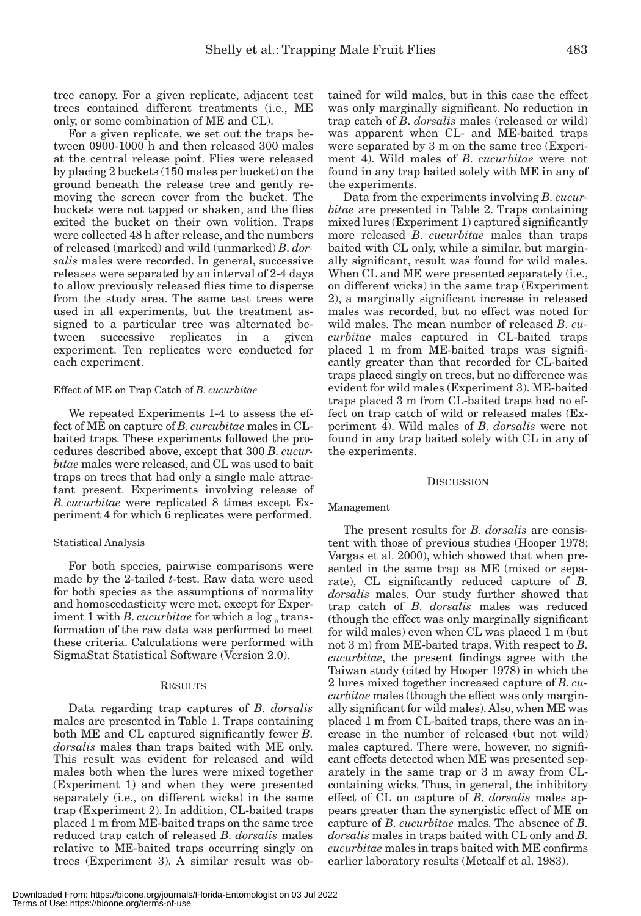tree canopy. For a given replicate, adjacent test trees contained different treatments (i.e., ME only, or some combination of ME and CL).

For a given replicate, we set out the traps between 0900-1000 h and then released 300 males at the central release point. Flies were released by placing 2 buckets (150 males per bucket) on the ground beneath the release tree and gently removing the screen cover from the bucket. The buckets were not tapped or shaken, and the flies exited the bucket on their own volition. Traps were collected 48 h after release, and the numbers of released (marked) and wild (unmarked) *B. dorsalis* males were recorded. In general, successive releases were separated by an interval of 2-4 days to allow previously released flies time to disperse from the study area. The same test trees were used in all experiments, but the treatment assigned to a particular tree was alternated between successive replicates in a given experiment. Ten replicates were conducted for each experiment.

#### Effect of ME on Trap Catch of *B. cucurbitae*

We repeated Experiments 1-4 to assess the effect of ME on capture of *B. curcurbitae* males in CL-baited traps. These experiments followed the procedures described above, except that 300 *B. cucurbitae* males were released, and CL was used to bait traps on trees that had only a single male attractant present. Experiments involving release of *B. cucurbitae* were replicated 8 times except Experiment 4 for which 6 replicates were performed.

#### Statistical Analysis

For both species, pairwise comparisons were made by the 2-tailed *t*-test. Raw data were used for both species as the assumptions of normality and homoscedasticity were met, except for Experiment 1 with *B. cucurbitae* for which a $\log_{10}$ transformation of the raw data was performed to meet these criteria. Calculations were performed with SigmaStat Statistical Software (Version 2.0).

## Results

Data regarding trap captures of *B. dorsalis* males are presented in Table 1. Traps containing both ME and CL captured significantly fewer *B. dorsalis* males than traps baited with ME only. This result was evident for released and wild males both when the lures were mixed together (Experiment 1) and when they were presented separately (i.e., on different wicks) in the same trap (Experiment 2). In addition, CL-baited traps placed 1 m from ME-baited traps on the same tree reduced trap catch of released *B. dorsalis* males relative to ME-baited traps occurring singly on trees (Experiment 3). A similar result was obtained for wild males, but in this case the effect was only marginally significant. No reduction in trap catch of *B. dorsalis* males (released or wild) was apparent when CL- and ME-baited traps were separated by 3 m on the same tree (Experiment 4). Wild males of *B. cucurbitae* were not found in any trap baited solely with ME in any of the experiments.

Data from the experiments involving *B. cucurbitae* are presented in Table 2. Traps containing mixed lures (Experiment 1) captured significantly more released *B. cucurbitae* males than traps baited with CL only, while a similar, but marginally significant, result was found for wild males. When CL and ME were presented separately (i.e., on different wicks) in the same trap (Experiment 2), a marginally significant increase in released males was recorded, but no effect was noted for wild males. The mean number of released *B. cucurbitae* males captured in CL-baited traps placed 1 m from ME-baited traps was significantly greater than that recorded for CL-baited traps placed singly on trees, but no difference was evident for wild males (Experiment 3). ME-baited traps placed 3 m from CL-baited traps had no effect on trap catch of wild or released males (Experiment 4). Wild males of *B. dorsalis* were not found in any trap baited solely with CL in any of the experiments.

## Discussion

#### Management

The present results for *B. dorsalis* are consistent with those of previous studies (Hooper 1978; Vargas et al. 2000), which showed that when presented in the same trap as ME (mixed or separate), CL significantly reduced capture of *B. dorsalis* males. Our study further showed that trap catch of *B. dorsalis* males was reduced (though the effect was only marginally significant for wild males) even when CL was placed 1 m (but not 3 m) from ME-baited traps. With respect to *B. cucurbitae*, the present findings agree with the Taiwan study (cited by Hooper 1978) in which the 2 lures mixed together increased capture of *B. cucurbitae* males (though the effect was only marginally significant for wild males). Also, when ME was placed 1 m from CL-baited traps, there was an increase in the number of released (but not wild) males captured. There were, however, no significant effects detected when ME was presented separately in the same trap or 3 m away from CL-containing wicks. Thus, in general, the inhibitory effect of CL on capture of *B. dorsalis* males appears greater than the synergistic effect of ME on capture of *B. cucurbitae* males. The absence of *B. dorsalis* males in traps baited with CL only and *B. cucurbitae* males in traps baited with ME confirms earlier laboratory results (Metcalf et al. 1983).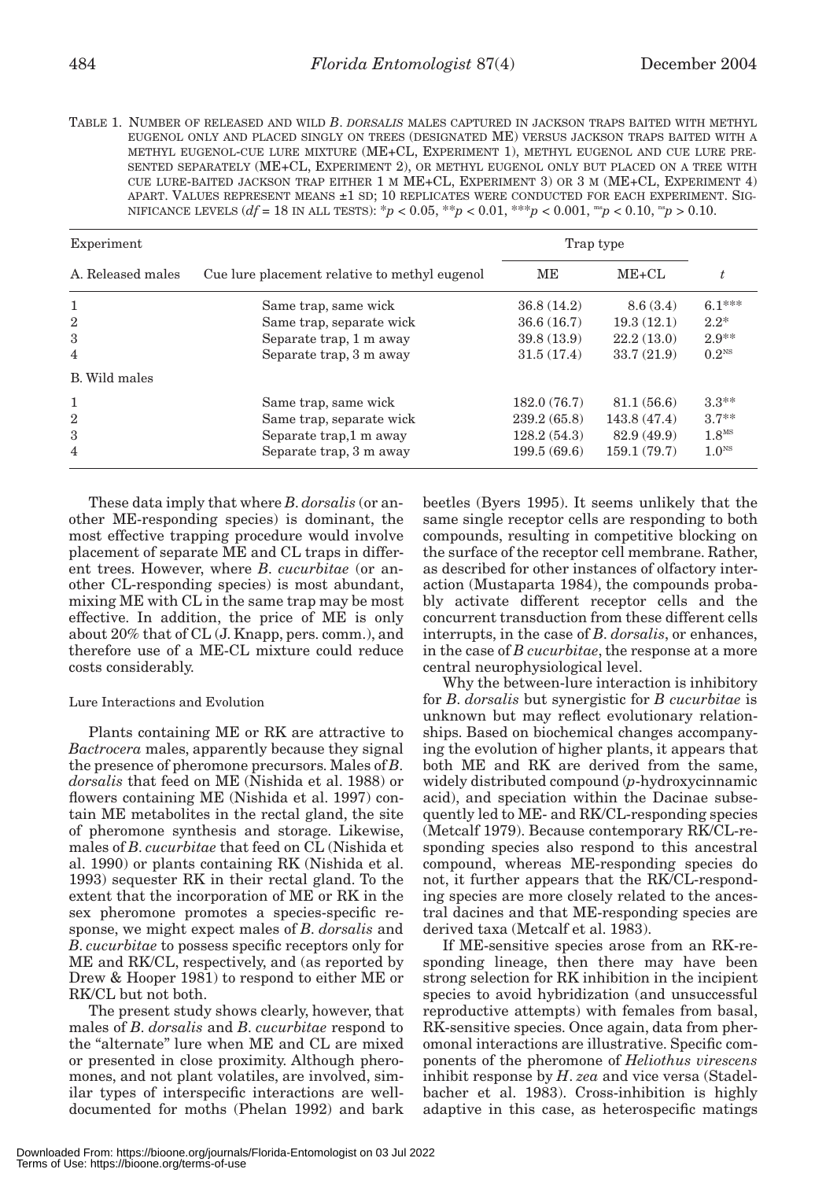TABLE 1. NUMBER OF RELEASED AND WILD *B. DORSALIS* MALES CAPTURED IN JACKSON TRAPS BAITED WITH METHYL EUGENOL ONLY AND PLACED SINGLY ON TREES (DESIGNATED ME) VERSUS JACKSON TRAPS BAITED WITH A METHYL EUGENOL-CUE LURE MIXTURE (ME+CL, EXPERIMENT 1), METHYL EUGENOL AND CUE LURE PRESENTED SEPARATELY (ME+CL, EXPERIMENT 2), OR METHYL EUGENOL ONLY BUT PLACED ON A TREE WITH CUE LURE-BAITED JACKSON TRAP EITHER 1 M ME+CL, EXPERIMENT 3) OR 3 M (ME+CL, EXPERIMENT 4) APART. VALUES REPRESENT MEANS ±1 SD; 10 REPLICATES WERE CONDUCTED FOR EACH EXPERIMENT. SIGNIFICANCE LEVELS ($df = 18$ IN ALL TESTS): $^{*}p < 0.05$, $^{**}p < 0.01$, $^{***}p < 0.001$, $^{ms}p < 0.10$, $^{ns}p > 0.10$.

| Experiment | | Trap type | | |
|---|---|---|---|---|
| A. Released males | Cue lure placement relative to methyl eugenol | ME | ME+CL | $t$ |
| 1 | Same trap, same wick | 36.8 (14.2) | 8.6 (3.4) | $6.1^{***}$ |
| 2 | Same trap, separate wick | 36.6 (16.7) | 19.3 (12.1) | $2.2^{*}$ |
| 3 | Separate trap, 1 m away | 39.8 (13.9) | 22.2 (13.0) | $2.9^{**}$ |
| 4 | Separate trap, 3 m away | 31.5 (17.4) | 33.7 (21.9) | $0.2^{NS}$ |
| B. Wild males | | | | |
| 1 | Same trap, same wick | 182.0 (76.7) | 81.1 (56.6) | $3.3^{**}$ |
| 2 | Same trap, separate wick | 239.2 (65.8) | 143.8 (47.4) | $3.7^{**}$ |
| 3 | Separate trap,1 m away | 128.2 (54.3) | 82.9 (49.9) | $1.8^{MS}$ |
| 4 | Separate trap, 3 m away | 199.5 (69.6) | 159.1 (79.7) | $1.0^{NS}$ |

These data imply that where *B. dorsalis* (or another ME-responding species) is dominant, the most effective trapping procedure would involve placement of separate ME and CL traps in different trees. However, where *B. cucurbitae* (or another CL-responding species) is most abundant, mixing ME with CL in the same trap may be most effective. In addition, the price of ME is only about 20% that of CL (J. Knapp, pers. comm.), and therefore use of a ME-CL mixture could reduce costs considerably.

### Lure Interactions and Evolution

Plants containing ME or RK are attractive to *Bactrocera* males, apparently because they signal the presence of pheromone precursors. Males of *B. dorsalis* that feed on ME (Nishida et al. 1988) or flowers containing ME (Nishida et al. 1997) contain ME metabolites in the rectal gland, the site of pheromone synthesis and storage. Likewise, males of *B. cucurbitae* that feed on CL (Nishida et al. 1990) or plants containing RK (Nishida et al. 1993) sequester RK in their rectal gland. To the extent that the incorporation of ME or RK in the sex pheromone promotes a species-specific response, we might expect males of *B. dorsalis* and *B. cucurbitae* to possess specific receptors only for ME and RK/CL, respectively, and (as reported by Drew & Hooper 1981) to respond to either ME or RK/CL but not both.

The present study shows clearly, however, that males of *B. dorsalis* and *B. cucurbitae* respond to the "alternate" lure when ME and CL are mixed or presented in close proximity. Although pheromones, and not plant volatiles, are involved, similar types of interspecific interactions are well-documented for moths (Phelan 1992) and bark beetles (Byers 1995). It seems unlikely that the same single receptor cells are responding to both compounds, resulting in competitive blocking on the surface of the receptor cell membrane. Rather, as described for other instances of olfactory interaction (Mustaparta 1984), the compounds probably activate different receptor cells and the concurrent transduction from these different cells interrupts, in the case of *B. dorsalis*, or enhances, in the case of *B cucurbitae*, the response at a more central neurophysiological level.

Why the between-lure interaction is inhibitory for *B. dorsalis* but synergistic for *B cucurbitae* is unknown but may reflect evolutionary relationships. Based on biochemical changes accompanying the evolution of higher plants, it appears that both ME and RK are derived from the same, widely distributed compound (*p*-hydroxycinnamic acid), and speciation within the Dacinae subsequently led to ME- and RK/CL-responding species (Metcalf 1979). Because contemporary RK/CL-responding species also respond to this ancestral compound, whereas ME-responding species do not, it further appears that the RK/CL-responding species are more closely related to the ancestral dacines and that ME-responding species are derived taxa (Metcalf et al. 1983).

If ME-sensitive species arose from an RK-responding lineage, then there may have been strong selection for RK inhibition in the incipient species to avoid hybridization (and unsuccessful reproductive attempts) with females from basal, RK-sensitive species. Once again, data from pheromonal interactions are illustrative. Specific components of the pheromone of *Heliothus virescens* inhibit response by *H. zea* and vice versa (Stadelbacher et al. 1983). Cross-inhibition is highly adaptive in this case, as heterospecific matings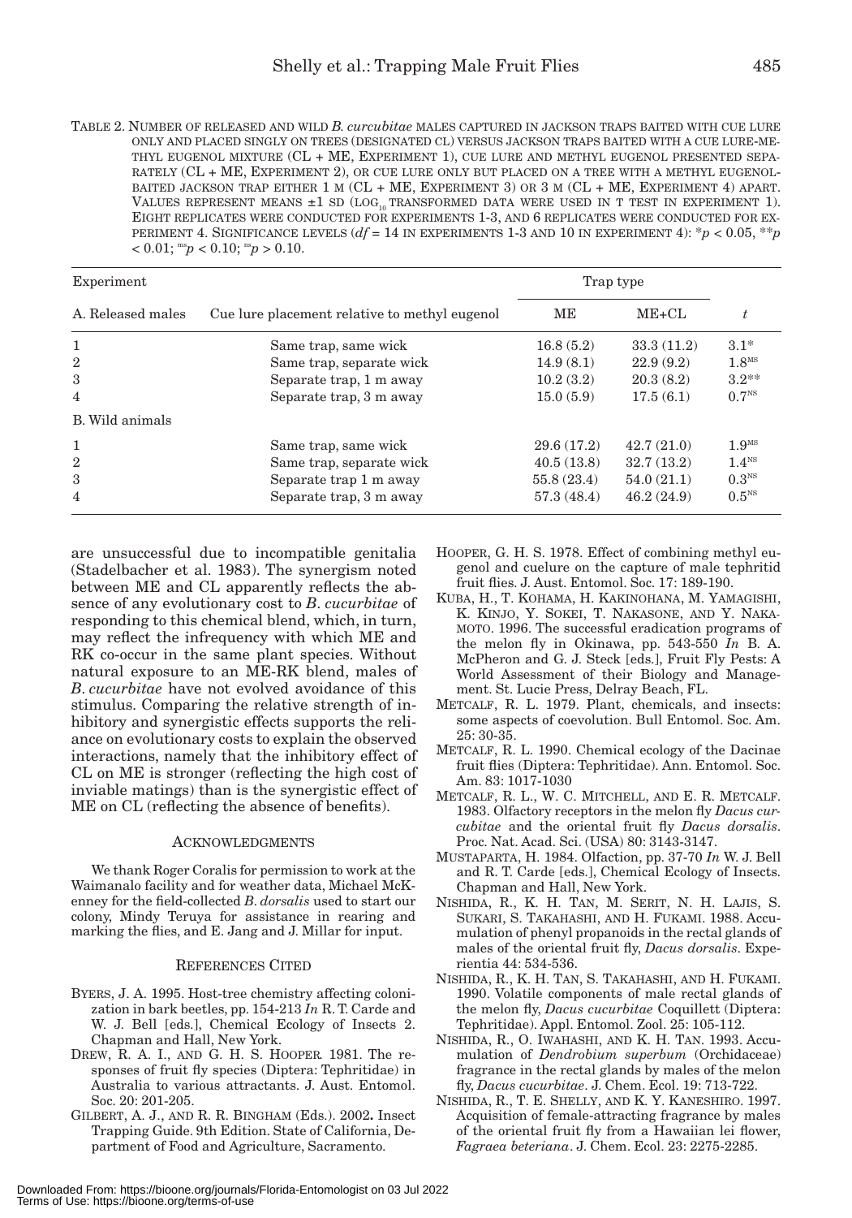TABLE 2. NUMBER OF RELEASED AND WILD *B. CURCUBITAE* MALES CAPTURED IN JACKSON TRAPS BAITED WITH CUE LURE ONLY AND PLACED SINGLY ON TREES (DESIGNATED CL) VERSUS JACKSON TRAPS BAITED WITH A CUE LURE-METHYL EUGENOL MIXTURE (CL + ME, EXPERIMENT 1), CUE LURE AND METHYL EUGENOL PRESENTED SEPARATELY (CL + ME, EXPERIMENT 2), OR CUE LURE ONLY BUT PLACED ON A TREE WITH A METHYL EUGENOL-BAITED JACKSON TRAP EITHER 1 M (CL + ME, EXPERIMENT 3) OR 3 M (CL + ME, EXPERIMENT 4) APART. VALUES REPRESENT MEANS ±1 SD ($LOG_{10}$ TRANSFORMED DATA WERE USED IN T TEST IN EXPERIMENT 1). EIGHT REPLICATES WERE CONDUCTED FOR EXPERIMENTS 1-3, AND 6 REPLICATES WERE CONDUCTED FOR EXPERIMENT 4. SIGNIFICANCE LEVELS ($df$ = 14 IN EXPERIMENTS 1-3 AND 10 IN EXPERIMENT 4): $^{*}p < 0.05$, $^{**}p < 0.01$; $^{MS}p < 0.10$; $^{NS}p > 0.10$.

| Experiment | | Trap type | | |
|---|---|---|---|---|
| A. Released males | Cue lure placement relative to methyl eugenol | ME | ME+CL | $t$ |
| 1 | Same trap, same wick | 16.8 (5.2) | 33.3 (11.2) | $3.1^{*}$ |
| 2 | Same trap, separate wick | 14.9 (8.1) | 22.9 (9.2) | $1.8^{MS}$ |
| 3 | Separate trap, 1 m away | 10.2 (3.2) | 20.3 (8.2) | $3.2^{**}$ |
| 4 | Separate trap, 3 m away | 15.0 (5.9) | 17.5 (6.1) | $0.7^{NS}$ |
| B. Wild animals | | | | |
| 1 | Same trap, same wick | 29.6 (17.2) | 42.7 (21.0) | $1.9^{MS}$ |
| 2 | Same trap, separate wick | 40.5 (13.8) | 32.7 (13.2) | $1.4^{NS}$ |
| 3 | Separate trap 1 m away | 55.8 (23.4) | 54.0 (21.1) | $0.3^{NS}$ |
| 4 | Separate trap, 3 m away | 57.3 (48.4) | 46.2 (24.9) | $0.5^{NS}$ |

are unsuccessful due to incompatible genitalia (Stadelbacher et al. 1983). The synergism noted between ME and CL apparently reflects the absence of any evolutionary cost to *B. cucurbitae* of responding to this chemical blend, which, in turn, may reflect the infrequency with which ME and RK co-occur in the same plant species. Without natural exposure to an ME-RK blend, males of *B. cucurbitae* have not evolved avoidance of this stimulus. Comparing the relative strength of inhibitory and synergistic effects supports the reliance on evolutionary costs to explain the observed interactions, namely that the inhibitory effect of CL on ME is stronger (reflecting the high cost of inviable matings) than is the synergistic effect of ME on CL (reflecting the absence of benefits).

## ACKNOWLEDGMENTS

We thank Roger Coralis for permission to work at the Waimanalo facility and for weather data, Michael McKenney for the field-collected *B. dorsalis* used to start our colony, Mindy Teruya for assistance in rearing and marking the flies, and E. Jang and J. Millar for input.

## REFERENCES CITED

BYERS, J. A. 1995. Host-tree chemistry affecting colonization in bark beetles, pp. 154-213 *In* R. T. Carde and W. J. Bell [eds.], Chemical Ecology of Insects 2. Chapman and Hall, New York.

DREW, R. A. I., AND G. H. S. HOOPER. 1981. The responses of fruit fly species (Diptera: Tephritidae) in Australia to various attractants. J. Aust. Entomol. Soc. 20: 201-205.

GILBERT, A. J., AND R. R. BINGHAM (Eds.). 2002. Insect Trapping Guide. 9th Edition. State of California, Department of Food and Agriculture, Sacramento.

HOOPER, G. H. S. 1978. Effect of combining methyl eugenol and cuelure on the capture of male tephritid fruit flies. J. Aust. Entomol. Soc. 17: 189-190.

KUBA, H., T. KOHAMA, H. KAKINOHANA, M. YAMAGISHI, K. KINJO, Y. SOKEI, T. NAKASONE, AND Y. NAKAMOTO. 1996. The successful eradication programs of the melon fly in Okinawa, pp. 543-550 *In* B. A. McPheron and G. J. Steck [eds.], Fruit Fly Pests: A World Assessment of their Biology and Management. St. Lucie Press, Delray Beach, FL.

METCALF, R. L. 1979. Plant, chemicals, and insects: some aspects of coevolution. Bull Entomol. Soc. Am. 25: 30-35.

METCALF, R. L. 1990. Chemical ecology of the Dacinae fruit flies (Diptera: Tephritidae). Ann. Entomol. Soc. Am. 83: 1017-1030

METCALF, R. L., W. C. MITCHELL, AND E. R. METCALF. 1983. Olfactory receptors in the melon fly *Dacus curcubitae* and the oriental fruit fly *Dacus dorsalis*. Proc. Nat. Acad. Sci. (USA) 80: 3143-3147.

MUSTAPARTA, H. 1984. Olfaction, pp. 37-70 *In* W. J. Bell and R. T. Carde [eds.], Chemical Ecology of Insects. Chapman and Hall, New York.

NISHIDA, R., K. H. TAN, M. SERIT, N. H. LAJIS, S. SUKARI, S. TAKAHASHI, AND H. FUKAMI. 1988. Accumulation of phenyl propanoids in the rectal glands of males of the oriental fruit fly, *Dacus dorsalis*. Experientia 44: 534-536.

NISHIDA, R., K. H. TAN, S. TAKAHASHI, AND H. FUKAMI. 1990. Volatile components of male rectal glands of the melon fly, *Dacus cucurbitae* Coquillett (Diptera: Tephritidae). Appl. Entomol. Zool. 25: 105-112.

NISHIDA, R., O. IWAHASHI, AND K. H. TAN. 1993. Accumulation of *Dendrobium superbum* (Orchidaceae) fragrance in the rectal glands by males of the melon fly, *Dacus cucurbitae*. J. Chem. Ecol. 19: 713-722.

NISHIDA, R., T. E. SHELLY, AND K. Y. KANESHIRO. 1997. Acquisition of female-attracting fragrance by males of the oriental fruit fly from a Hawaiian lei flower, *Fagraea beteriana*. J. Chem. Ecol. 23: 2275-2285.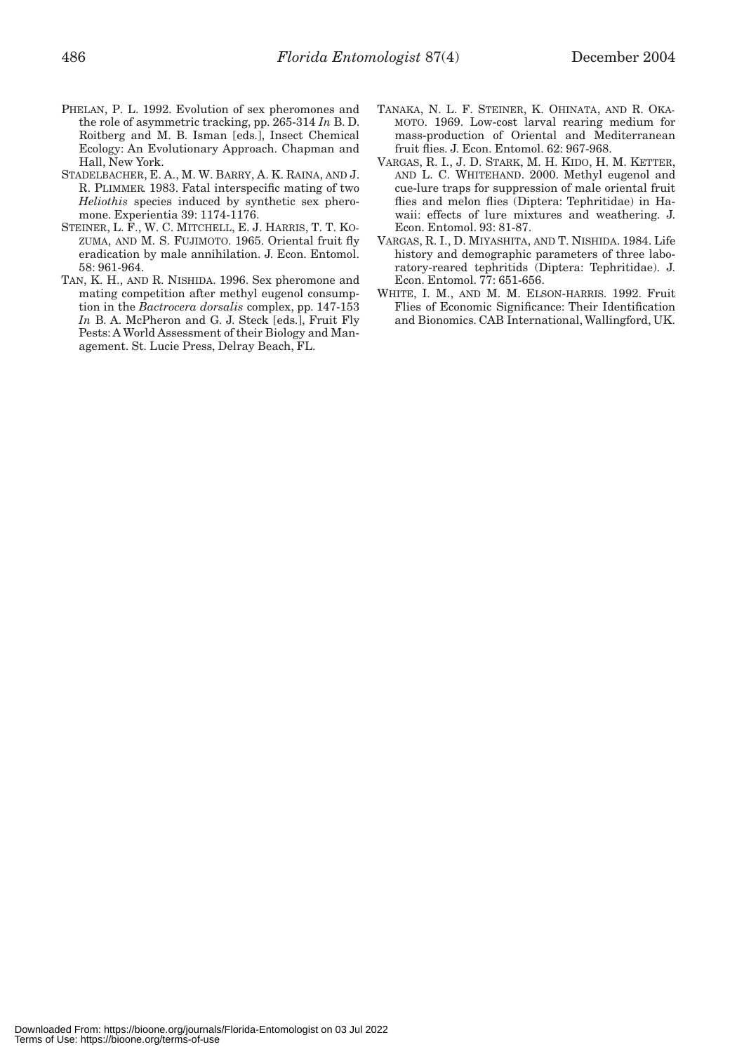PHELAN, P. L. 1992. Evolution of sex pheromones and the role of asymmetric tracking, pp. 265-314 *In* B. D. Roitberg and M. B. Isman [eds.], Insect Chemical Ecology: An Evolutionary Approach. Chapman and Hall, New York.

STADELBACHER, E. A., M. W. BARRY, A. K. RAINA, AND J. R. PLIMMER. 1983. Fatal interspecific mating of two *Heliothis* species induced by synthetic sex pheromone. Experientia 39: 1174-1176.

STEINER, L. F., W. C. MITCHELL, E. J. HARRIS, T. T. KOZUMA, AND M. S. FUJIMOTO. 1965. Oriental fruit fly eradication by male annihilation. J. Econ. Entomol. 58: 961-964.

TAN, K. H., AND R. NISHIDA. 1996. Sex pheromone and mating competition after methyl eugenol consumption in the *Bactrocera dorsalis* complex, pp. 147-153 *In* B. A. McPheron and G. J. Steck [eds.], Fruit Fly Pests: A World Assessment of their Biology and Management. St. Lucie Press, Delray Beach, FL.

TANAKA, N. L. F. STEINER, K. OHINATA, AND R. OKAMOTO. 1969. Low-cost larval rearing medium for mass-production of Oriental and Mediterranean fruit flies. J. Econ. Entomol. 62: 967-968.

VARGAS, R. I., J. D. STARK, M. H. KIDO, H. M. KETTER, AND L. C. WHITEHAND. 2000. Methyl eugenol and cue-lure traps for suppression of male oriental fruit flies and melon flies (Diptera: Tephritidae) in Hawaii: effects of lure mixtures and weathering. J. Econ. Entomol. 93: 81-87.

VARGAS, R. I., D. MIYASHITA, AND T. NISHIDA. 1984. Life history and demographic parameters of three laboratory-reared tephritids (Diptera: Tephritidae). J. Econ. Entomol. 77: 651-656.

WHITE, I. M., AND M. M. ELSON-HARRIS. 1992. Fruit Flies of Economic Significance: Their Identification and Bionomics. CAB International, Wallingford, UK.